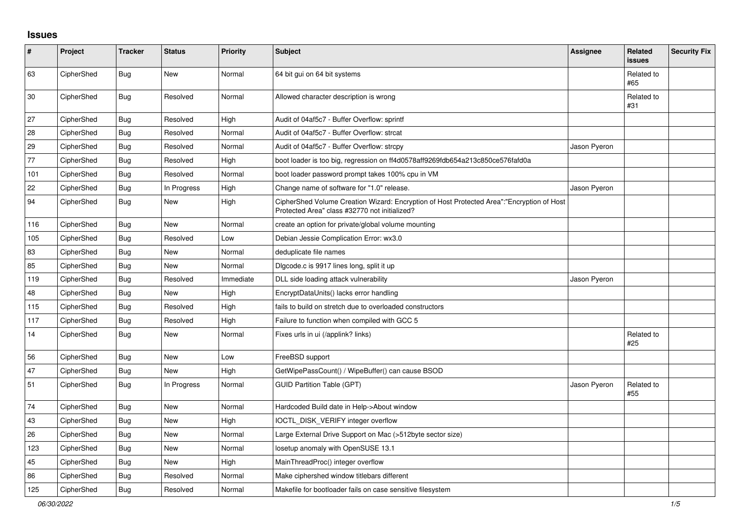## Issues

| # | Project | Tracker | Status | Priority | Subject | Assignee | Related issues | Security Fix |
|---|---|---|---|---|---|---|---|---|
| 63 | CipherShed | Bug | New | Normal | 64 bit gui on 64 bit systems | | Related to #65 | |
| 30 | CipherShed | Bug | Resolved | Normal | Allowed character description is wrong | | Related to #31 | |
| 27 | CipherShed | Bug | Resolved | High | Audit of 04af5c7 - Buffer Overflow: sprintf | | | |
| 28 | CipherShed | Bug | Resolved | Normal | Audit of 04af5c7 - Buffer Overflow: strcat | | | |
| 29 | CipherShed | Bug | Resolved | Normal | Audit of 04af5c7 - Buffer Overflow: strcpy | Jason Pyeron | | |
| 77 | CipherShed | Bug | Resolved | High | boot loader is too big, regression on ff4d0578aff9269fdb654a213c850ce576fafd0a | | | |
| 101 | CipherShed | Bug | Resolved | Normal | boot loader password prompt takes 100% cpu in VM | | | |
| 22 | CipherShed | Bug | In Progress | High | Change name of software for "1.0" release. | Jason Pyeron | | |
| 94 | CipherShed | Bug | New | High | CipherShed Volume Creation Wizard: Encryption of Host Protected Area":"Encryption of Host Protected Area" class #32770 not initialized? | | | |
| 116 | CipherShed | Bug | New | Normal | create an option for private/global volume mounting | | | |
| 105 | CipherShed | Bug | Resolved | Low | Debian Jessie Complication Error: wx3.0 | | | |
| 83 | CipherShed | Bug | New | Normal | deduplicate file names | | | |
| 85 | CipherShed | Bug | New | Normal | Dlgcode.c is 9917 lines long, split it up | | | |
| 119 | CipherShed | Bug | Resolved | Immediate | DLL side loading attack vulnerability | Jason Pyeron | | |
| 48 | CipherShed | Bug | New | High | EncryptDataUnits() lacks error handling | | | |
| 115 | CipherShed | Bug | Resolved | High | fails to build on stretch due to overloaded constructors | | | |
| 117 | CipherShed | Bug | Resolved | High | Failure to function when compiled with GCC 5 | | | |
| 14 | CipherShed | Bug | New | Normal | Fixes urls in ui (/applink? links) | | Related to #25 | |
| 56 | CipherShed | Bug | New | Low | FreeBSD support | | | |
| 47 | CipherShed | Bug | New | High | GetWipePassCount() / WipeBuffer() can cause BSOD | | | |
| 51 | CipherShed | Bug | In Progress | Normal | GUID Partition Table (GPT) | Jason Pyeron | Related to #55 | |
| 74 | CipherShed | Bug | New | Normal | Hardcoded Build date in Help->About window | | | |
| 43 | CipherShed | Bug | New | High | IOCTL_DISK_VERIFY integer overflow | | | |
| 26 | CipherShed | Bug | New | Normal | Large External Drive Support on Mac (>512byte sector size) | | | |
| 123 | CipherShed | Bug | New | Normal | losetup anomaly with OpenSUSE 13.1 | | | |
| 45 | CipherShed | Bug | New | High | MainThreadProc() integer overflow | | | |
| 86 | CipherShed | Bug | Resolved | Normal | Make ciphershed window titlebars different | | | |
| 125 | CipherShed | Bug | Resolved | Normal | Makefile for bootloader fails on case sensitive filesystem | | | |

*06/30/2022*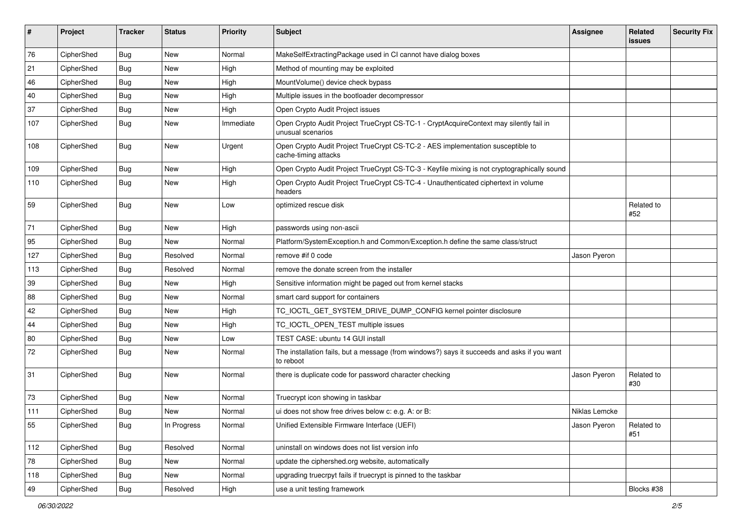| # | Project | Tracker | Status | Priority | Subject | Assignee | Related issues | Security Fix |
|---|---|---|---|---|---|---|---|---|
| 76 | CipherShed | Bug | New | Normal | MakeSelfExtractingPackage used in CI cannot have dialog boxes | | | |
| 21 | CipherShed | Bug | New | High | Method of mounting may be exploited | | | |
| 46 | CipherShed | Bug | New | High | MountVolume() device check bypass | | | |
| 40 | CipherShed | Bug | New | High | Multiple issues in the bootloader decompressor | | | |
| 37 | CipherShed | Bug | New | High | Open Crypto Audit Project issues | | | |
| 107 | CipherShed | Bug | New | Immediate | Open Crypto Audit Project TrueCrypt CS-TC-1 - CryptAcquireContext may silently fail in unusual scenarios | | | |
| 108 | CipherShed | Bug | New | Urgent | Open Crypto Audit Project TrueCrypt CS-TC-2 - AES implementation susceptible to cache-timing attacks | | | |
| 109 | CipherShed | Bug | New | High | Open Crypto Audit Project TrueCrypt CS-TC-3 - Keyfile mixing is not cryptographically sound | | | |
| 110 | CipherShed | Bug | New | High | Open Crypto Audit Project TrueCrypt CS-TC-4 - Unauthenticated ciphertext in volume headers | | | |
| 59 | CipherShed | Bug | New | Low | optimized rescue disk | | Related to #52 | |
| 71 | CipherShed | Bug | New | High | passwords using non-ascii | | | |
| 95 | CipherShed | Bug | New | Normal | Platform/SystemException.h and Common/Exception.h define the same class/struct | | | |
| 127 | CipherShed | Bug | Resolved | Normal | remove #if 0 code | Jason Pyeron | | |
| 113 | CipherShed | Bug | Resolved | Normal | remove the donate screen from the installer | | | |
| 39 | CipherShed | Bug | New | High | Sensitive information might be paged out from kernel stacks | | | |
| 88 | CipherShed | Bug | New | Normal | smart card support for containers | | | |
| 42 | CipherShed | Bug | New | High | TC_IOCTL_GET_SYSTEM_DRIVE_DUMP_CONFIG kernel pointer disclosure | | | |
| 44 | CipherShed | Bug | New | High | TC_IOCTL_OPEN_TEST multiple issues | | | |
| 80 | CipherShed | Bug | New | Low | TEST CASE: ubuntu 14 GUI install | | | |
| 72 | CipherShed | Bug | New | Normal | The installation fails, but a message (from windows?) says it succeeds and asks if you want to reboot | | | |
| 31 | CipherShed | Bug | New | Normal | there is duplicate code for password character checking | Jason Pyeron | Related to #30 | |
| 73 | CipherShed | Bug | New | Normal | Truecrypt icon showing in taskbar | | | |
| 111 | CipherShed | Bug | New | Normal | ui does not show free drives below c: e.g. A: or B: | Niklas Lemcke | | |
| 55 | CipherShed | Bug | In Progress | Normal | Unified Extensible Firmware Interface (UEFI) | Jason Pyeron | Related to #51 | |
| 112 | CipherShed | Bug | Resolved | Normal | uninstall on windows does not list version info | | | |
| 78 | CipherShed | Bug | New | Normal | update the ciphershed.org website, automatically | | | |
| 118 | CipherShed | Bug | New | Normal | upgrading truecrpyt fails if truecrypt is pinned to the taskbar | | | |
| 49 | CipherShed | Bug | Resolved | High | use a unit testing framework | | Blocks #38 | |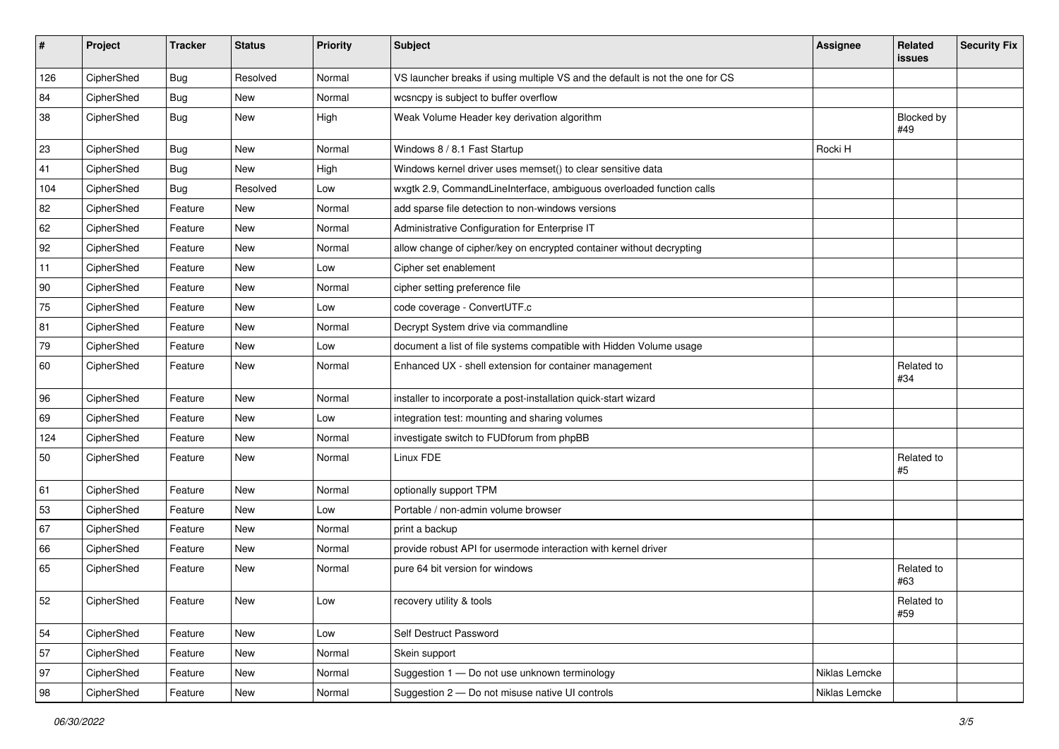| # | Project | Tracker | Status | Priority | Subject | Assignee | Related issues | Security Fix |
|---|---|---|---|---|---|---|---|---|
| 126 | CipherShed | Bug | Resolved | Normal | VS launcher breaks if using multiple VS and the default is not the one for CS | | | |
| 84 | CipherShed | Bug | New | Normal | wcsncpy is subject to buffer overflow | | | |
| 38 | CipherShed | Bug | New | High | Weak Volume Header key derivation algorithm | | Blocked by #49 | |
| 23 | CipherShed | Bug | New | Normal | Windows 8 / 8.1 Fast Startup | Rocki H | | |
| 41 | CipherShed | Bug | New | High | Windows kernel driver uses memset() to clear sensitive data | | | |
| 104 | CipherShed | Bug | Resolved | Low | wxgtk 2.9, CommandLineInterface, ambiguous overloaded function calls | | | |
| 82 | CipherShed | Feature | New | Normal | add sparse file detection to non-windows versions | | | |
| 62 | CipherShed | Feature | New | Normal | Administrative Configuration for Enterprise IT | | | |
| 92 | CipherShed | Feature | New | Normal | allow change of cipher/key on encrypted container without decrypting | | | |
| 11 | CipherShed | Feature | New | Low | Cipher set enablement | | | |
| 90 | CipherShed | Feature | New | Normal | cipher setting preference file | | | |
| 75 | CipherShed | Feature | New | Low | code coverage - ConvertUTF.c | | | |
| 81 | CipherShed | Feature | New | Normal | Decrypt System drive via commandline | | | |
| 79 | CipherShed | Feature | New | Low | document a list of file systems compatible with Hidden Volume usage | | | |
| 60 | CipherShed | Feature | New | Normal | Enhanced UX - shell extension for container management | | Related to #34 | |
| 96 | CipherShed | Feature | New | Normal | installer to incorporate a post-installation quick-start wizard | | | |
| 69 | CipherShed | Feature | New | Low | integration test: mounting and sharing volumes | | | |
| 124 | CipherShed | Feature | New | Normal | investigate switch to FUDforum from phpBB | | | |
| 50 | CipherShed | Feature | New | Normal | Linux FDE | | Related to #5 | |
| 61 | CipherShed | Feature | New | Normal | optionally support TPM | | | |
| 53 | CipherShed | Feature | New | Low | Portable / non-admin volume browser | | | |
| 67 | CipherShed | Feature | New | Normal | print a backup | | | |
| 66 | CipherShed | Feature | New | Normal | provide robust API for usermode interaction with kernel driver | | | |
| 65 | CipherShed | Feature | New | Normal | pure 64 bit version for windows | | Related to #63 | |
| 52 | CipherShed | Feature | New | Low | recovery utility & tools | | Related to #59 | |
| 54 | CipherShed | Feature | New | Low | Self Destruct Password | | | |
| 57 | CipherShed | Feature | New | Normal | Skein support | | | |
| 97 | CipherShed | Feature | New | Normal | Suggestion 1 — Do not use unknown terminology | Niklas Lemcke | | |
| 98 | CipherShed | Feature | New | Normal | Suggestion 2 — Do not misuse native UI controls | Niklas Lemcke | | |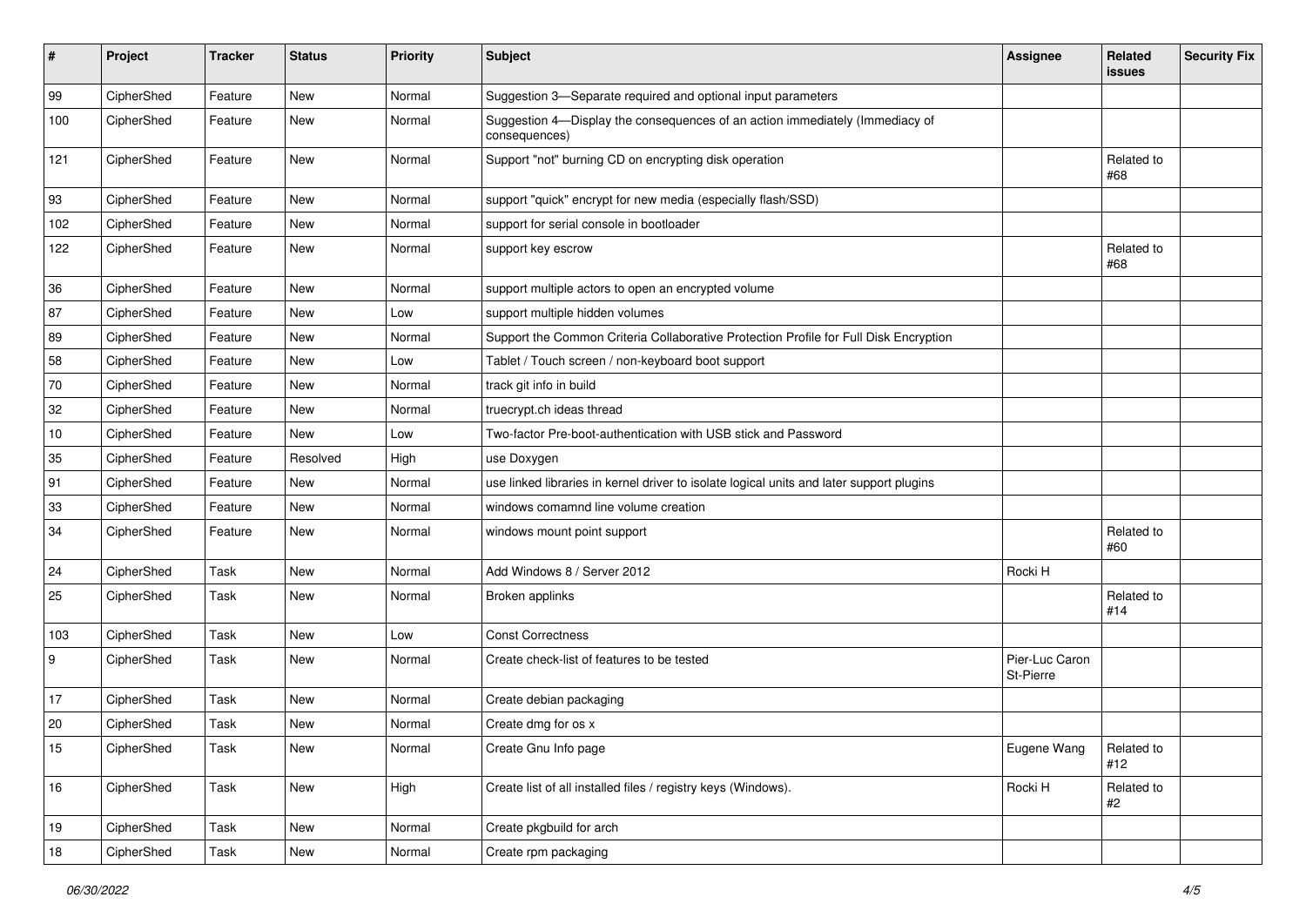| # | Project | Tracker | Status | Priority | Subject | Assignee | Related issues | Security Fix |
|---|---|---|---|---|---|---|---|---|
| 99 | CipherShed | Feature | New | Normal | Suggestion 3—Separate required and optional input parameters | | | |
| 100 | CipherShed | Feature | New | Normal | Suggestion 4—Display the consequences of an action immediately (Immediacy of consequences) | | | |
| 121 | CipherShed | Feature | New | Normal | Support "not" burning CD on encrypting disk operation | | Related to #68 | |
| 93 | CipherShed | Feature | New | Normal | support "quick" encrypt for new media (especially flash/SSD) | | | |
| 102 | CipherShed | Feature | New | Normal | support for serial console in bootloader | | | |
| 122 | CipherShed | Feature | New | Normal | support key escrow | | Related to #68 | |
| 36 | CipherShed | Feature | New | Normal | support multiple actors to open an encrypted volume | | | |
| 87 | CipherShed | Feature | New | Low | support multiple hidden volumes | | | |
| 89 | CipherShed | Feature | New | Normal | Support the Common Criteria Collaborative Protection Profile for Full Disk Encryption | | | |
| 58 | CipherShed | Feature | New | Low | Tablet / Touch screen / non-keyboard boot support | | | |
| 70 | CipherShed | Feature | New | Normal | track git info in build | | | |
| 32 | CipherShed | Feature | New | Normal | truecrypt.ch ideas thread | | | |
| 10 | CipherShed | Feature | New | Low | Two-factor Pre-boot-authentication with USB stick and Password | | | |
| 35 | CipherShed | Feature | Resolved | High | use Doxygen | | | |
| 91 | CipherShed | Feature | New | Normal | use linked libraries in kernel driver to isolate logical units and later support plugins | | | |
| 33 | CipherShed | Feature | New | Normal | windows comamnd line volume creation | | | |
| 34 | CipherShed | Feature | New | Normal | windows mount point support | | Related to #60 | |
| 24 | CipherShed | Task | New | Normal | Add Windows 8 / Server 2012 | Rocki H | | |
| 25 | CipherShed | Task | New | Normal | Broken applinks | | Related to #14 | |
| 103 | CipherShed | Task | New | Low | Const Correctness | | | |
| 9 | CipherShed | Task | New | Normal | Create check-list of features to be tested | Pier-Luc Caron St-Pierre | | |
| 17 | CipherShed | Task | New | Normal | Create debian packaging | | | |
| 20 | CipherShed | Task | New | Normal | Create dmg for os x | | | |
| 15 | CipherShed | Task | New | Normal | Create Gnu Info page | Eugene Wang | Related to #12 | |
| 16 | CipherShed | Task | New | High | Create list of all installed files / registry keys (Windows). | Rocki H | Related to #2 | |
| 19 | CipherShed | Task | New | Normal | Create pkgbuild for arch | | | |
| 18 | CipherShed | Task | New | Normal | Create rpm packaging | | | |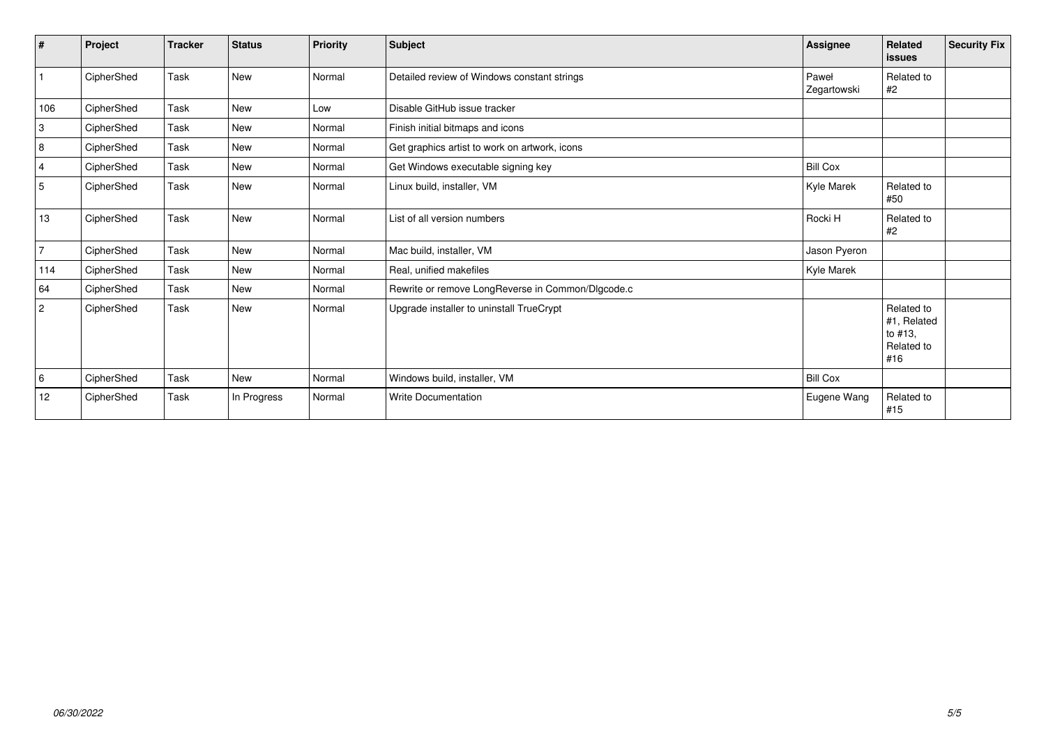| # | Project | Tracker | Status | Priority | Subject | Assignee | Related issues | Security Fix |
|---|---|---|---|---|---|---|---|---|
| 1 | CipherShed | Task | New | Normal | Detailed review of Windows constant strings | Paweł Zegartowski | Related to #2 | |
| 106 | CipherShed | Task | New | Low | Disable GitHub issue tracker | | | |
| 3 | CipherShed | Task | New | Normal | Finish initial bitmaps and icons | | | |
| 8 | CipherShed | Task | New | Normal | Get graphics artist to work on artwork, icons | | | |
| 4 | CipherShed | Task | New | Normal | Get Windows executable signing key | Bill Cox | | |
| 5 | CipherShed | Task | New | Normal | Linux build, installer, VM | Kyle Marek | Related to #50 | |
| 13 | CipherShed | Task | New | Normal | List of all version numbers | Rocki H | Related to #2 | |
| 7 | CipherShed | Task | New | Normal | Mac build, installer, VM | Jason Pyeron | | |
| 114 | CipherShed | Task | New | Normal | Real, unified makefiles | Kyle Marek | | |
| 64 | CipherShed | Task | New | Normal | Rewrite or remove LongReverse in Common/Dlgcode.c | | | |
| 2 | CipherShed | Task | New | Normal | Upgrade installer to uninstall TrueCrypt | | Related to #1, Related to #13, Related to #16 | |
| 6 | CipherShed | Task | New | Normal | Windows build, installer, VM | Bill Cox | | |
| 12 | CipherShed | Task | In Progress | Normal | Write Documentation | Eugene Wang | Related to #15 | |